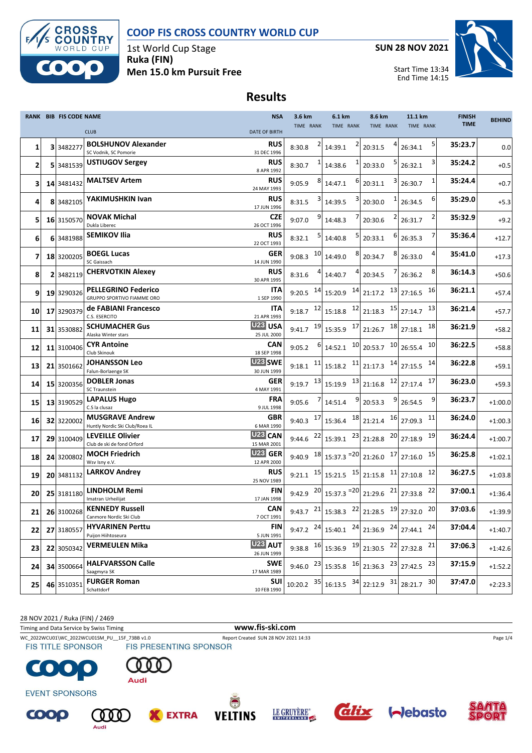# COOP FIS CROSS COUNTRY WORLD CUP

1st World Cup Stage
**Ruka (FIN)**
**Men 15.0 km Pursuit Free**

**SUN 28 NOV 2021**

Start Time 13:34
End Time 14:15

## Results

| RANK | BIB | FIS CODE | NAME / CLUB | NSA / DATE OF BIRTH | 3.6 km TIME | RANK | 6.1 km TIME | RANK | 8.6 km TIME | RANK | 11.1 km TIME | RANK | FINISH TIME | BEHIND |
|---|---|---|---|---|---|---|---|---|---|---|---|---|---|---|
| 1 | 3 | 3482277 | **BOLSHUNOV Alexander** SC Vodnik, SC Pomorie | RUS 31 DEC 1996 | 8:30.8 | 2 | 14:39.1 | 2 | 20:31.5 | 4 | 26:34.1 | 5 | 35:23.7 | 0.0 |
| 2 | 5 | 3481539 | **USTIUGOV Sergey** | RUS 8 APR 1992 | 8:30.7 | 1 | 14:38.6 | 1 | 20:33.0 | 5 | 26:32.1 | 3 | 35:24.2 | +0.5 |
| 3 | 14 | 3481432 | **MALTSEV Artem** | RUS 24 MAY 1993 | 9:05.9 | 8 | 14:47.1 | 6 | 20:31.1 | 3 | 26:30.7 | 1 | 35:24.4 | +0.7 |
| 4 | 8 | 3482105 | **YAKIMUSHKIN Ivan** | RUS 17 JUN 1996 | 8:31.5 | 3 | 14:39.5 | 3 | 20:30.0 | 1 | 26:34.5 | 6 | 35:29.0 | +5.3 |
| 5 | 16 | 3150570 | **NOVAK Michal** Dukla Liberec | CZE 26 OCT 1996 | 9:07.0 | 9 | 14:48.3 | 7 | 20:30.6 | 2 | 26:31.7 | 2 | 35:32.9 | +9.2 |
| 6 | 6 | 3481988 | **SEMIKOV Ilia** | RUS 22 OCT 1993 | 8:32.1 | 5 | 14:40.8 | 5 | 20:33.1 | 6 | 26:35.3 | 7 | 35:36.4 | +12.7 |
| 7 | 18 | 3200205 | **BOEGL Lucas** SC Gaissach | GER 14 JUN 1990 | 9:08.3 | 10 | 14:49.0 | 8 | 20:34.7 | 8 | 26:33.0 | 4 | 35:41.0 | +17.3 |
| 8 | 2 | 3482119 | **CHERVOTKIN Alexey** | RUS 30 APR 1995 | 8:31.6 | 4 | 14:40.7 | 4 | 20:34.5 | 7 | 26:36.2 | 8 | 36:14.3 | +50.6 |
| 9 | 19 | 3290326 | **PELLEGRINO Federico** GRUPPO SPORTIVO FIAMME ORO | ITA 1 SEP 1990 | 9:20.5 | 14 | 15:20.9 | 14 | 21:17.2 | 13 | 27:16.5 | 16 | 36:21.1 | +57.4 |
| 10 | 17 | 3290379 | **de FABIANI Francesco** C.S. ESERCITO | ITA 21 APR 1993 | 9:18.7 | 12 | 15:18.8 | 12 | 21:18.3 | 15 | 27:14.7 | 13 | 36:21.4 | +57.7 |
| 11 | 31 | 3530882 | **SCHUMACHER Gus** Alaska Winter stars | U23 USA 25 JUL 2000 | 9:41.7 | 19 | 15:35.9 | 17 | 21:26.7 | 18 | 27:18.1 | 18 | 36:21.9 | +58.2 |
| 12 | 11 | 3100406 | **CYR Antoine** Club Skinouk | CAN 18 SEP 1998 | 9:05.2 | 6 | 14:52.1 | 10 | 20:53.7 | 10 | 26:55.4 | 10 | 36:22.5 | +58.8 |
| 13 | 21 | 3501662 | **JOHANSSON Leo** Falun-Borlaenge SK | U23 SWE 30 JUN 1999 | 9:18.1 | 11 | 15:18.2 | 11 | 21:17.3 | 14 | 27:15.5 | 14 | 36:22.8 | +59.1 |
| 14 | 15 | 3200356 | **DOBLER Jonas** SC Traunstein | GER 4 MAY 1991 | 9:19.7 | 13 | 15:19.9 | 13 | 21:16.8 | 12 | 27:17.4 | 17 | 36:23.0 | +59.3 |
| 15 | 13 | 3190529 | **LAPALUS Hugo** C.S la clusaz | FRA 9 JUL 1998 | 9:05.6 | 7 | 14:51.4 | 9 | 20:53.3 | 9 | 26:54.5 | 9 | 36:23.7 | +1:00.0 |
| 16 | 32 | 3220002 | **MUSGRAVE Andrew** Huntly Nordic Ski Club/Roea IL | GBR 6 MAR 1990 | 9:40.3 | 17 | 15:36.4 | 18 | 21:21.4 | 16 | 27:09.3 | 11 | 36:24.0 | +1:00.3 |
| 17 | 29 | 3100409 | **LEVEILLE Olivier** Club de ski de fond Orford | U23 CAN 15 MAR 2001 | 9:44.6 | 22 | 15:39.1 | 23 | 21:28.8 | 20 | 27:18.9 | 19 | 36:24.4 | +1:00.7 |
| 18 | 24 | 3200802 | **MOCH Friedrich** Wsv Isny e.V. | U23 GER 12 APR 2000 | 9:40.9 | 18 | 15:37.3 | =20 | 21:26.0 | 17 | 27:16.0 | 15 | 36:25.8 | +1:02.1 |
| 19 | 20 | 3481132 | **LARKOV Andrey** | RUS 25 NOV 1989 | 9:21.1 | 15 | 15:21.5 | 15 | 21:15.8 | 11 | 27:10.8 | 12 | 36:27.5 | +1:03.8 |
| 20 | 25 | 3181180 | **LINDHOLM Remi** Imatran Urheilijat | FIN 17 JAN 1998 | 9:42.9 | 20 | 15:37.3 | =20 | 21:29.6 | 21 | 27:33.8 | 22 | 37:00.1 | +1:36.4 |
| 21 | 26 | 3100268 | **KENNEDY Russell** Canmore Nordic Ski Club | CAN 7 OCT 1991 | 9:43.7 | 21 | 15:38.3 | 22 | 21:28.5 | 19 | 27:32.0 | 20 | 37:03.6 | +1:39.9 |
| 22 | 27 | 3180557 | **HYVARINEN Perttu** Puijon Hiihtoseura | FIN 5 JUN 1991 | 9:47.2 | 24 | 15:40.1 | 24 | 21:36.9 | 24 | 27:44.1 | 24 | 37:04.4 | +1:40.7 |
| 23 | 22 | 3050342 | **VERMEULEN Mika** | U23 AUT 26 JUN 1999 | 9:38.8 | 16 | 15:36.9 | 19 | 21:30.5 | 22 | 27:32.8 | 21 | 37:06.3 | +1:42.6 |
| 24 | 34 | 3500664 | **HALFVARSSON Calle** Saagmyra SK | SWE 17 MAR 1989 | 9:46.0 | 23 | 15:35.8 | 16 | 21:36.3 | 23 | 27:42.5 | 23 | 37:15.9 | +1:52.2 |
| 25 | 46 | 3510351 | **FURGER Roman** Schattdorf | SUI 10 FEB 1990 | 10:20.2 | 35 | 16:13.5 | 34 | 22:12.9 | 31 | 28:21.7 | 30 | 37:47.0 | +2:23.3 |

28 NOV 2021 / Ruka (FIN) / 2469

Timing and Data Service by Swiss Timing — www.fis-ski.com

WC_2022WCU01\WC_2022WCU01SM_PU__15F_73BB v1.0 — Report Created SUN 28 NOV 2021 14:33

FIS TITLE SPONSOR: COOP — FIS PRESENTING SPONSOR: Audi

EVENT SPONSORS: COOP, Audi, EXTRA, VELTINS, LE GRUYÈRE, Calix, Webasto, SANTA SPORT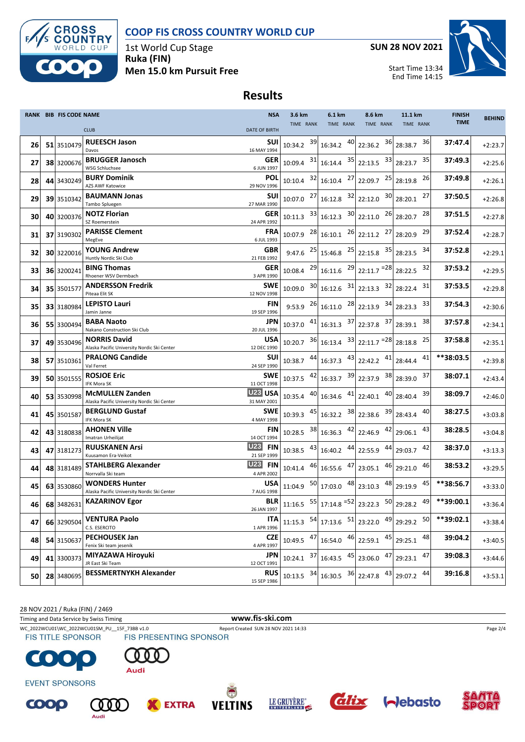# COOP FIS CROSS COUNTRY WORLD CUP

1st World Cup Stage
**Ruka (FIN)**
**Men 15.0 km Pursuit Free**

**SUN 28 NOV 2021**

Start Time 13:34
End Time 14:15

## Results

| RANK | BIB | FIS CODE | NAME / CLUB | NSA / DATE OF BIRTH | 3.6 km TIME | RANK | 6.1 km TIME | RANK | 8.6 km TIME | RANK | 11.1 km TIME | RANK | FINISH TIME | BEHIND |
|---|---|---|---|---|---|---|---|---|---|---|---|---|---|---|
| 26 | 51 | 3510479 | **RUEESCH Jason** Davos | SUI 16 MAY 1994 | 10:34.2 | 39 | 16:34.2 | 40 | 22:36.2 | 36 | 28:38.7 | 36 | 37:47.4 | +2:23.7 |
| 27 | 38 | 3200676 | **BRUGGER Janosch** WSG Schluchsee | GER 6 JUN 1997 | 10:09.4 | 31 | 16:14.4 | 35 | 22:13.5 | 33 | 28:23.7 | 35 | 37:49.3 | +2:25.6 |
| 28 | 44 | 3430249 | **BURY Dominik** AZS AWF Katowice | POL 29 NOV 1996 | 10:10.4 | 32 | 16:10.4 | 27 | 22:09.7 | 25 | 28:19.8 | 26 | 37:49.8 | +2:26.1 |
| 29 | 39 | 3510342 | **BAUMANN Jonas** Tambo Spluegen | SUI 27 MAR 1990 | 10:07.0 | 27 | 16:12.8 | 32 | 22:12.0 | 30 | 28:20.1 | 27 | 37:50.5 | +2:26.8 |
| 30 | 40 | 3200376 | **NOTZ Florian** SZ Roemerstein | GER 24 APR 1992 | 10:11.3 | 33 | 16:12.3 | 30 | 22:11.0 | 26 | 28:20.7 | 28 | 37:51.5 | +2:27.8 |
| 31 | 37 | 3190302 | **PARISSE Clement** MegEve | FRA 6 JUL 1993 | 10:07.9 | 28 | 16:10.1 | 26 | 22:11.2 | 27 | 28:20.9 | 29 | 37:52.4 | +2:28.7 |
| 32 | 30 | 3220016 | **YOUNG Andrew** Huntly Nordic Ski Club | GBR 21 FEB 1992 | 9:47.6 | 25 | 15:46.8 | 25 | 22:15.8 | 35 | 28:23.5 | 34 | 37:52.8 | +2:29.1 |
| 33 | 36 | 3200241 | **BING Thomas** Rhoener WSV Dermbach | GER 3 APR 1990 | 10:08.4 | 29 | 16:11.6 | 29 | 22:11.7 | =28 | 28:22.5 | 32 | 37:53.2 | +2:29.5 |
| 34 | 35 | 3501577 | **ANDERSSON Fredrik** Piteaa Elit SK | SWE 12 NOV 1998 | 10:09.0 | 30 | 16:12.6 | 31 | 22:13.3 | 32 | 28:22.4 | 31 | 37:53.5 | +2:29.8 |
| 35 | 33 | 3180984 | **LEPISTO Lauri** Jamin Janne | FIN 19 SEP 1996 | 9:53.9 | 26 | 16:11.0 | 28 | 22:13.9 | 34 | 28:23.3 | 33 | 37:54.3 | +2:30.6 |
| 36 | 55 | 3300494 | **BABA Naoto** Nakano Construction Ski Club | JPN 20 JUL 1996 | 10:37.0 | 41 | 16:31.3 | 37 | 22:37.8 | 37 | 28:39.1 | 38 | 37:57.8 | +2:34.1 |
| 37 | 49 | 3530496 | **NORRIS David** Alaska Pacific University Nordic Ski Center | USA 12 DEC 1990 | 10:20.7 | 36 | 16:13.4 | 33 | 22:11.7 | =28 | 28:18.8 | 25 | 37:58.8 | +2:35.1 |
| 38 | 57 | 3510361 | **PRALONG Candide** Val Ferret | SUI 24 SEP 1990 | 10:38.7 | 44 | 16:37.3 | 43 | 22:42.2 | 41 | 28:44.4 | 41 | **38:03.5 | +2:39.8 |
| 39 | 50 | 3501555 | **ROSJOE Eric** IFK Mora SK | SWE 11 OCT 1998 | 10:37.5 | 42 | 16:33.7 | 39 | 22:37.9 | 38 | 28:39.0 | 37 | 38:07.1 | +2:43.4 |
| 40 | 53 | 3530998 | **McMULLEN Zanden** Alaska Pacific University Nordic Ski Center | U23 USA 31 MAY 2001 | 10:35.4 | 40 | 16:34.6 | 41 | 22:40.1 | 40 | 28:40.4 | 39 | 38:09.7 | +2:46.0 |
| 41 | 45 | 3501587 | **BERGLUND Gustaf** IFK Mora SK | SWE 4 MAY 1998 | 10:39.3 | 45 | 16:32.2 | 38 | 22:38.6 | 39 | 28:43.4 | 40 | 38:27.5 | +3:03.8 |
| 42 | 43 | 3180838 | **AHONEN Ville** Imatran Urheilijat | FIN 14 OCT 1994 | 10:28.5 | 38 | 16:36.3 | 42 | 22:46.9 | 42 | 29:06.1 | 43 | 38:28.5 | +3:04.8 |
| 43 | 47 | 3181273 | **RUUSKANEN Arsi** Kuusamon Era-Veikot | U23 FIN 21 SEP 1999 | 10:38.5 | 43 | 16:40.2 | 44 | 22:55.9 | 44 | 29:03.7 | 42 | 38:37.0 | +3:13.3 |
| 44 | 48 | 3181489 | **STAHLBERG Alexander** Norrvalla Ski team | U23 FIN 4 APR 2002 | 10:41.4 | 46 | 16:55.6 | 47 | 23:05.1 | 46 | 29:21.0 | 46 | 38:53.2 | +3:29.5 |
| 45 | 63 | 3530860 | **WONDERS Hunter** Alaska Pacific University Nordic Ski Center | USA 7 AUG 1998 | 11:04.9 | 50 | 17:03.0 | 48 | 23:10.3 | 48 | 29:19.9 | 45 | **38:56.7 | +3:33.0 |
| 46 | 68 | 3482631 | **KAZARINOV Egor** | BLR 26 JAN 1997 | 11:16.5 | 55 | 17:14.8 | =52 | 23:22.3 | 50 | 29:28.2 | 49 | **39:00.1 | +3:36.4 |
| 47 | 66 | 3290504 | **VENTURA Paolo** C.S. ESERCITO | ITA 1 APR 1996 | 11:15.3 | 54 | 17:13.6 | 51 | 23:22.0 | 49 | 29:29.2 | 50 | **39:02.1 | +3:38.4 |
| 48 | 54 | 3150637 | **PECHOUSEK Jan** Fenix Ski team jesenik | CZE 4 APR 1997 | 10:49.5 | 47 | 16:54.0 | 46 | 22:59.1 | 45 | 29:25.1 | 48 | 39:04.2 | +3:40.5 |
| 49 | 41 | 3300373 | **MIYAZAWA Hiroyuki** JR East Ski Team | JPN 12 OCT 1991 | 10:24.1 | 37 | 16:43.5 | 45 | 23:06.0 | 47 | 29:23.1 | 47 | 39:08.3 | +3:44.6 |
| 50 | 28 | 3480695 | **BESSMERTNYKH Alexander** | RUS 15 SEP 1986 | 10:13.5 | 34 | 16:30.5 | 36 | 22:47.8 | 43 | 29:07.2 | 44 | 39:16.8 | +3:53.1 |

28 NOV 2021 / Ruka (FIN) / 2469

Timing and Data Service by Swiss Timing — www.fis-ski.com

WC_2022WCU01\WC_2022WCU01SM_PU__15F_73BB v1.0 — Report Created SUN 28 NOV 2021 14:33

FIS TITLE SPONSOR: COOP — FIS PRESENTING SPONSOR: Audi

EVENT SPONSORS: COOP, Audi, EXTRA, VELTINS, LE GRUYÈRE, Calix, Webasto, SANTA SPORT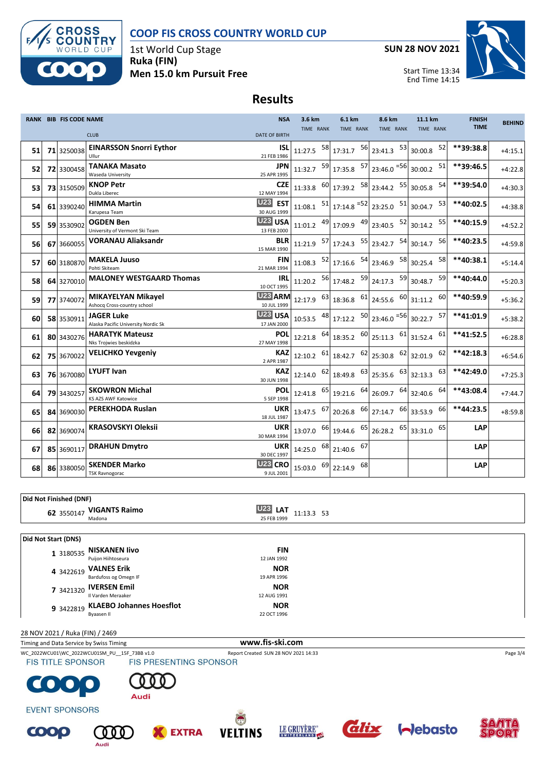# COOP FIS CROSS COUNTRY WORLD CUP

1st World Cup Stage
**Ruka (FIN)**
**Men 15.0 km Pursuit Free**

**SUN 28 NOV 2021**

Start Time 13:34
End Time 14:15

## Results

| RANK | BIB | FIS CODE | NAME / CLUB | NSA / DATE OF BIRTH | 3.6 km TIME | RANK | 6.1 km TIME | RANK | 8.6 km TIME | RANK | 11.1 km TIME | RANK | FINISH TIME | BEHIND |
|---|---|---|---|---|---|---|---|---|---|---|---|---|---|---|
| 51 | 71 | 3250038 | **EINARSSON Snorri Eythor** Ullur | ISL 21 FEB 1986 | 11:27.5 | 58 | 17:31.7 | 56 | 23:41.3 | 53 | 30:00.8 | 52 | **39:38.8 | +4:15.1 |
| 52 | 72 | 3300458 | **TANAKA Masato** Waseda University | JPN 25 APR 1995 | 11:32.7 | 59 | 17:35.8 | 57 | 23:46.0 | =56 | 30:00.2 | 51 | **39:46.5 | +4:22.8 |
| 53 | 73 | 3150509 | **KNOP Petr** Dukla Liberec | CZE 12 MAY 1994 | 11:33.8 | 60 | 17:39.2 | 58 | 23:44.2 | 55 | 30:05.8 | 54 | **39:54.0 | +4:30.3 |
| 54 | 61 | 3390240 | **HIMMA Martin** Karupesa Team | U23 EST 30 AUG 1999 | 11:08.1 | 51 | 17:14.8 | =52 | 23:25.0 | 51 | 30:04.7 | 53 | **40:02.5 | +4:38.8 |
| 55 | 59 | 3530902 | **OGDEN Ben** University of Vermont Ski Team | U23 USA 13 FEB 2000 | 11:01.2 | 49 | 17:09.9 | 49 | 23:40.5 | 52 | 30:14.2 | 55 | **40:15.9 | +4:52.2 |
| 56 | 67 | 3660055 | **VORANAU Aliaksandr** | BLR 15 MAR 1990 | 11:21.9 | 57 | 17:24.3 | 55 | 23:42.7 | 54 | 30:14.7 | 56 | **40:23.5 | +4:59.8 |
| 57 | 60 | 3180870 | **MAKELA Juuso** Pohti Skiteam | FIN 21 MAR 1994 | 11:08.3 | 52 | 17:16.6 | 54 | 23:46.9 | 58 | 30:25.4 | 58 | **40:38.1 | +5:14.4 |
| 58 | 64 | 3270010 | **MALONEY WESTGAARD Thomas** | IRL 10 OCT 1995 | 11:20.2 | 56 | 17:48.2 | 59 | 24:17.3 | 59 | 30:48.7 | 59 | **40:44.0 | +5:20.3 |
| 59 | 77 | 3740072 | **MIKAYELYAN Mikayel** Ashocq Cross-country school | U23 ARM 10 JUL 1999 | 12:17.9 | 63 | 18:36.8 | 61 | 24:55.6 | 60 | 31:11.2 | 60 | **40:59.9 | +5:36.2 |
| 60 | 58 | 3530911 | **JAGER Luke** Alaska Pacific University Nordic Sk | U23 USA 17 JAN 2000 | 10:53.5 | 48 | 17:12.2 | 50 | 23:46.0 | =56 | 30:22.7 | 57 | **41:01.9 | +5:38.2 |
| 61 | 80 | 3430276 | **HARATYK Mateusz** Nks Trojwies beskidzka | POL 27 MAY 1998 | 12:21.8 | 64 | 18:35.2 | 60 | 25:11.3 | 61 | 31:52.4 | 61 | **41:52.5 | +6:28.8 |
| 62 | 75 | 3670022 | **VELICHKO Yevgeniy** | KAZ 2 APR 1987 | 12:10.2 | 61 | 18:42.7 | 62 | 25:30.8 | 62 | 32:01.9 | 62 | **42:18.3 | +6:54.6 |
| 63 | 76 | 3670080 | **LYUFT Ivan** | KAZ 30 JUN 1998 | 12:14.0 | 62 | 18:49.8 | 63 | 25:35.6 | 63 | 32:13.3 | 63 | **42:49.0 | +7:25.3 |
| 64 | 79 | 3430257 | **SKOWRON Michal** KS AZS AWF Katowice | POL 5 SEP 1998 | 12:41.8 | 65 | 19:21.6 | 64 | 26:09.7 | 64 | 32:40.6 | 64 | **43:08.4 | +7:44.7 |
| 65 | 84 | 3690030 | **PEREKHODA Ruslan** | UKR 18 JUL 1987 | 13:47.5 | 67 | 20:26.8 | 66 | 27:14.7 | 66 | 33:53.9 | 66 | **44:23.5 | +8:59.8 |
| 66 | 82 | 3690074 | **KRASOVSKYI Oleksii** | UKR 30 MAR 1994 | 13:07.0 | 66 | 19:44.6 | 65 | 26:28.2 | 65 | 33:31.0 | 65 | LAP | |
| 67 | 85 | 3690117 | **DRAHUN Dmytro** | UKR 30 DEC 1997 | 14:25.0 | 68 | 21:40.6 | 67 | | | | | LAP | |
| 68 | 86 | 3380050 | **SKENDER Marko** TSK Ravnogorac | U23 CRO 9 JUL 2001 | 15:03.0 | 69 | 22:14.9 | 68 | | | | | LAP | |

**Did Not Finished (DNF)**

| BIB | FIS CODE | NAME / CLUB | NSA / DATE OF BIRTH | 3.6 km TIME | RANK |
|---|---|---|---|---|---|
| 62 | 3550147 | **VIGANTS Raimo** Madona | U23 LAT 25 FEB 1999 | 11:13.3 | 53 |

**Did Not Start (DNS)**

| BIB | FIS CODE | NAME / CLUB | NSA / DATE OF BIRTH |
|---|---|---|---|
| 1 | 3180535 | **NISKANEN Iivo** Puijon Hiihtoseura | FIN 12 JAN 1992 |
| 4 | 3422619 | **VALNES Erik** Bardufoss og Omegn IF | NOR 19 APR 1996 |
| 7 | 3421320 | **IVERSEN Emil** Il Varden Meraaker | NOR 12 AUG 1991 |
| 9 | 3422819 | **KLAEBO Johannes Hoesflot** Byaasen Il | NOR 22 OCT 1996 |

28 NOV 2021 / Ruka (FIN) / 2469

Timing and Data Service by Swiss Timing — www.fis-ski.com

WC_2022WCU01\WC_2022WCU01SM_PU__15F_73BB v1.0 — Report Created SUN 28 NOV 2021 14:33

FIS TITLE SPONSOR: COOP — FIS PRESENTING SPONSOR: Audi

EVENT SPONSORS: COOP, Audi, EXTRA, VELTINS, LE GRUYÈRE, Calix, Webasto, SANTA SPORT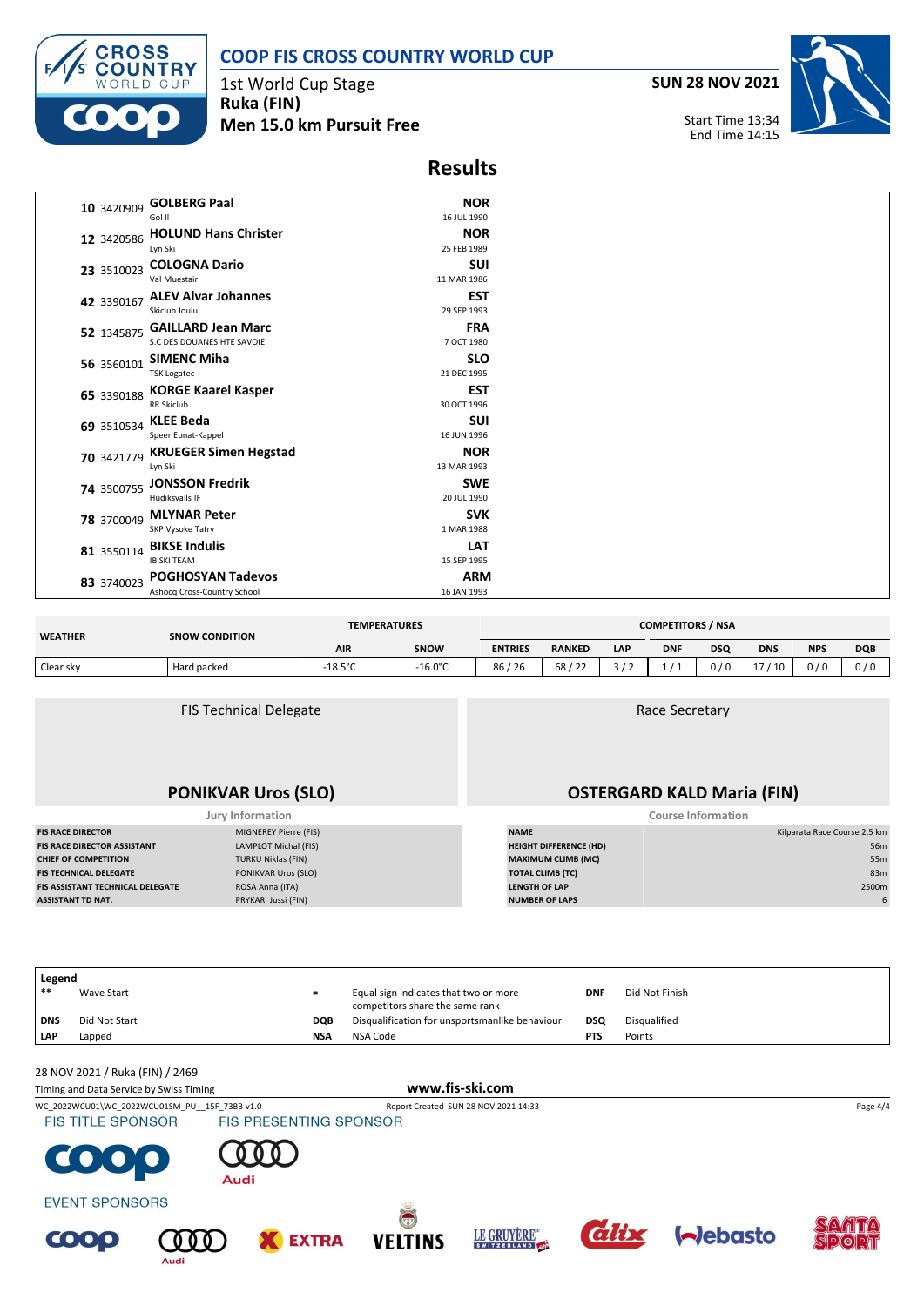# COOP FIS CROSS COUNTRY WORLD CUP

1st World Cup Stage
**Ruka (FIN)**
**Men 15.0 km Pursuit Free**

**SUN 28 NOV 2021**

Start Time 13:34
End Time 14:15

## Results

| | | | | |
|---|---|---|---|---|
| 10 | 3420909 | **GOLBERG Paal** Gol Il | **NOR** | 16 JUL 1990 |
| 12 | 3420586 | **HOLUND Hans Christer** Lyn Ski | **NOR** | 25 FEB 1989 |
| 23 | 3510023 | **COLOGNA Dario** Val Muestair | **SUI** | 11 MAR 1986 |
| 42 | 3390167 | **ALEV Alvar Johannes** Skiclub Joulu | **EST** | 29 SEP 1993 |
| 52 | 1345875 | **GAILLARD Jean Marc** S.C DES DOUANES HTE SAVOIE | **FRA** | 7 OCT 1980 |
| 56 | 3560101 | **SIMENC Miha** TSK Logatec | **SLO** | 21 DEC 1995 |
| 65 | 3390188 | **KORGE Kaarel Kasper** RR Skiclub | **EST** | 30 OCT 1996 |
| 69 | 3510534 | **KLEE Beda** Speer Ebnat-Kappel | **SUI** | 16 JUN 1996 |
| 70 | 3421779 | **KRUEGER Simen Hegstad** Lyn Ski | **NOR** | 13 MAR 1993 |
| 74 | 3500755 | **JONSSON Fredrik** Hudiksvalls IF | **SWE** | 20 JUL 1990 |
| 78 | 3700049 | **MLYNAR Peter** SKP Vysoke Tatry | **SVK** | 1 MAR 1988 |
| 81 | 3550114 | **BIKSE Indulis** IB SKI TEAM | **LAT** | 15 SEP 1995 |
| 83 | 3740023 | **POGHOSYAN Tadevos** Ashocq Cross-Country School | **ARM** | 16 JAN 1993 |

| WEATHER | SNOW CONDITION | TEMPERATURES | | COMPETITORS / NSA | | | | | | | |
|---|---|---|---|---|---|---|---|---|---|---|---|
| | | AIR | SNOW | ENTRIES | RANKED | LAP | DNF | DSQ | DNS | NPS | DQB |
| Clear sky | Hard packed | -18.5°C | -16.0°C | 86 / 26 | 68 / 22 | 3 / 2 | 1 / 1 | 0 / 0 | 17 / 10 | 0 / 0 | 0 / 0 |

FIS Technical Delegate

**PONIKVAR Uros (SLO)**

Race Secretary

**OSTERGARD KALD Maria (FIN)**

**Jury Information**

| | |
|---|---|
| FIS RACE DIRECTOR | MIGNEREY Pierre (FIS) |
| FIS RACE DIRECTOR ASSISTANT | LAMPLOT Michal (FIS) |
| CHIEF OF COMPETITION | TURKU Niklas (FIN) |
| FIS TECHNICAL DELEGATE | PONIKVAR Uros (SLO) |
| FIS ASSISTANT TECHNICAL DELEGATE | ROSA Anna (ITA) |
| ASSISTANT TD NAT. | PRYKARI Jussi (FIN) |

**Course Information**

| | |
|---|---|
| NAME | Kilparata Race Course 2.5 km |
| HEIGHT DIFFERENCE (HD) | 56m |
| MAXIMUM CLIMB (MC) | 55m |
| TOTAL CLIMB (TC) | 83m |
| LENGTH OF LAP | 2500m |
| NUMBER OF LAPS | 6 |

**Legend**

| | | | | | |
|---|---|---|---|---|---|
| ** | Wave Start | = | Equal sign indicates that two or more competitors share the same rank | DNF | Did Not Finish |
| DNS | Did Not Start | DQB | Disqualification for unsportsmanlike behaviour | DSQ | Disqualified |
| LAP | Lapped | NSA | NSA Code | PTS | Points |

28 NOV 2021 / Ruka (FIN) / 2469

Timing and Data Service by Swiss Timing

www.fis-ski.com

WC_2022WCU01\WC_2022WCU01SM_PU__15F_73BB v1.0

Report Created SUN 28 NOV 2021 14:33

FIS TITLE SPONSOR

FIS PRESENTING SPONSOR

EVENT SPONSORS